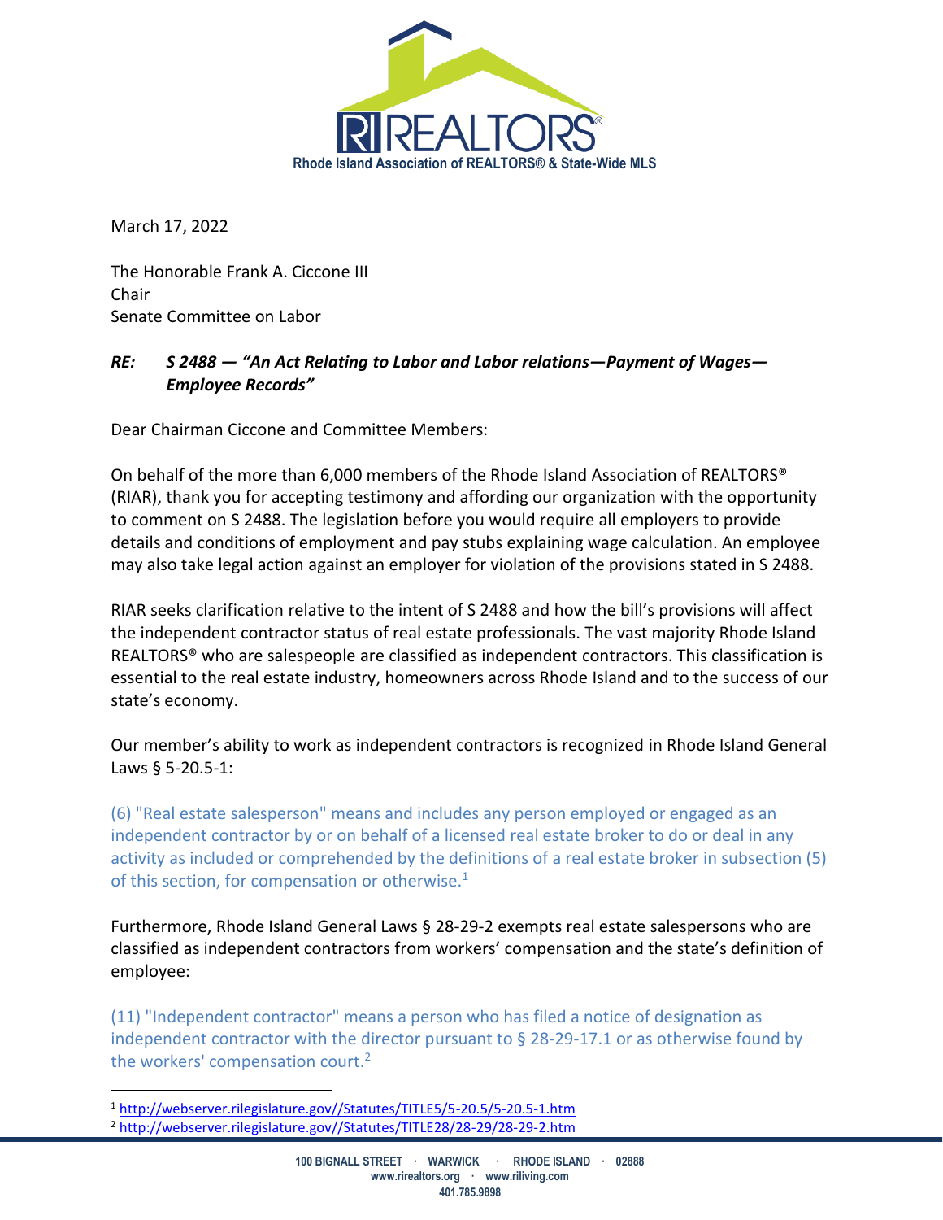Rhode Island Association of REALTORS® & State-Wide MLS

March 17, 2022

The Honorable Frank A. Ciccone III
Chair
Senate Committee on Labor

***RE: S 2488 — "An Act Relating to Labor and Labor relations—Payment of Wages—Employee Records"***

Dear Chairman Ciccone and Committee Members:

On behalf of the more than 6,000 members of the Rhode Island Association of REALTORS® (RIAR), thank you for accepting testimony and affording our organization with the opportunity to comment on S 2488. The legislation before you would require all employers to provide details and conditions of employment and pay stubs explaining wage calculation. An employee may also take legal action against an employer for violation of the provisions stated in S 2488.

RIAR seeks clarification relative to the intent of S 2488 and how the bill's provisions will affect the independent contractor status of real estate professionals. The vast majority Rhode Island REALTORS® who are salespeople are classified as independent contractors. This classification is essential to the real estate industry, homeowners across Rhode Island and to the success of our state's economy.

Our member's ability to work as independent contractors is recognized in Rhode Island General Laws § 5-20.5-1:

(6) "Real estate salesperson" means and includes any person employed or engaged as an independent contractor by or on behalf of a licensed real estate broker to do or deal in any activity as included or comprehended by the definitions of a real estate broker in subsection (5) of this section, for compensation or otherwise.[1]

Furthermore, Rhode Island General Laws § 28-29-2 exempts real estate salespersons who are classified as independent contractors from workers' compensation and the state's definition of employee:

(11) "Independent contractor" means a person who has filed a notice of designation as independent contractor with the director pursuant to § 28-29-17.1 or as otherwise found by the workers' compensation court.[2]

---

[1] http://webserver.rilegislature.gov//Statutes/TITLE5/5-20.5/5-20.5-1.htm

[2] http://webserver.rilegislature.gov//Statutes/TITLE28/28-29/28-29-2.htm

100 BIGNALL STREET · WARWICK · RHODE ISLAND · 02888
www.rirealtors.org · www.riliving.com
401.785.9898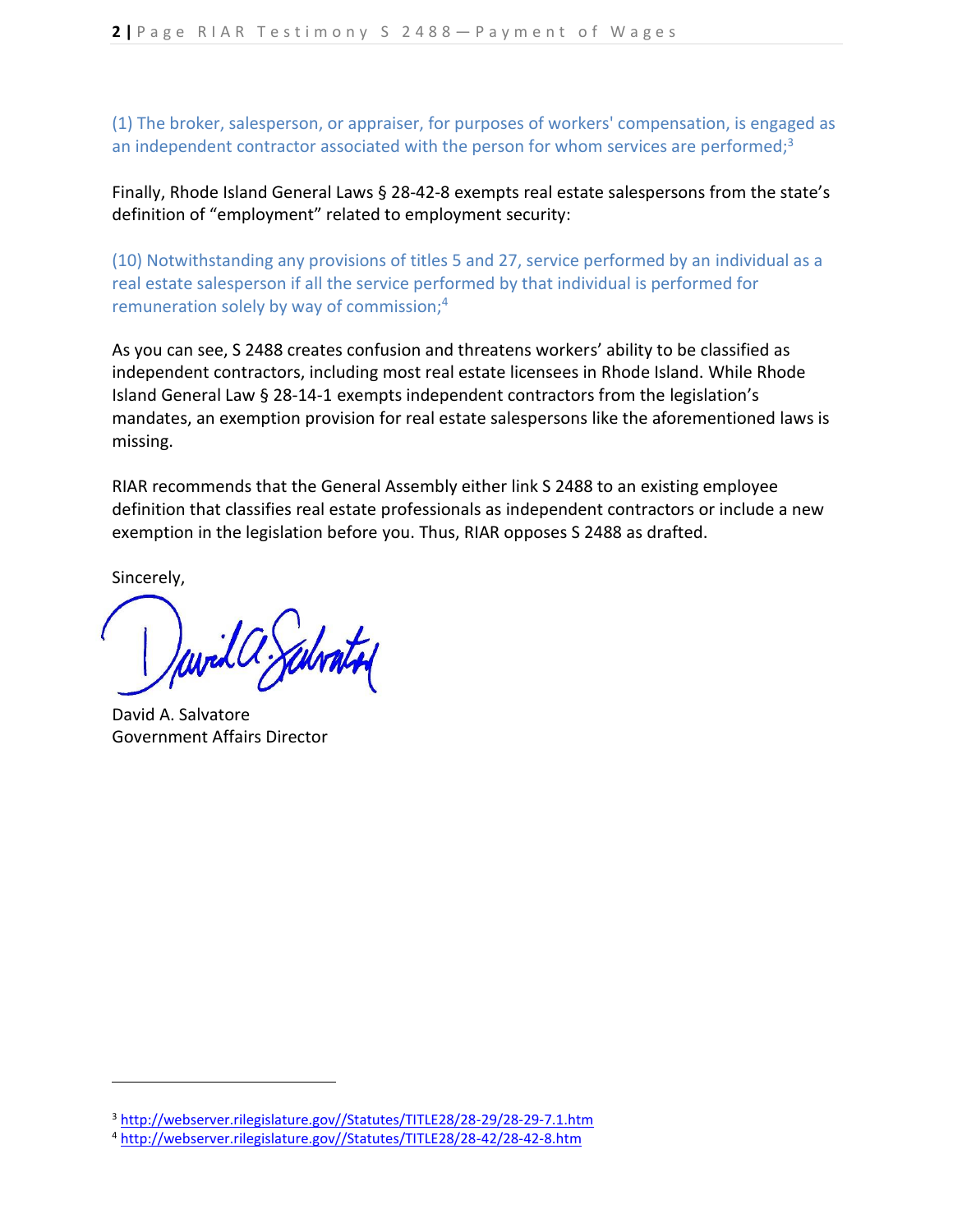(1) The broker, salesperson, or appraiser, for purposes of workers' compensation, is engaged as an independent contractor associated with the person for whom services are performed;[3]

Finally, Rhode Island General Laws § 28-42-8 exempts real estate salespersons from the state's definition of "employment" related to employment security:

(10) Notwithstanding any provisions of titles 5 and 27, service performed by an individual as a real estate salesperson if all the service performed by that individual is performed for remuneration solely by way of commission;[4]

As you can see, S 2488 creates confusion and threatens workers' ability to be classified as independent contractors, including most real estate licensees in Rhode Island. While Rhode Island General Law § 28-14-1 exempts independent contractors from the legislation's mandates, an exemption provision for real estate salespersons like the aforementioned laws is missing.

RIAR recommends that the General Assembly either link S 2488 to an existing employee definition that classifies real estate professionals as independent contractors or include a new exemption in the legislation before you. Thus, RIAR opposes S 2488 as drafted.

Sincerely,

David A. Salvatore
Government Affairs Director

---

[3] http://webserver.rilegislature.gov//Statutes/TITLE28/28-29/28-29-7.1.htm

[4] http://webserver.rilegislature.gov//Statutes/TITLE28/28-42/28-42-8.htm